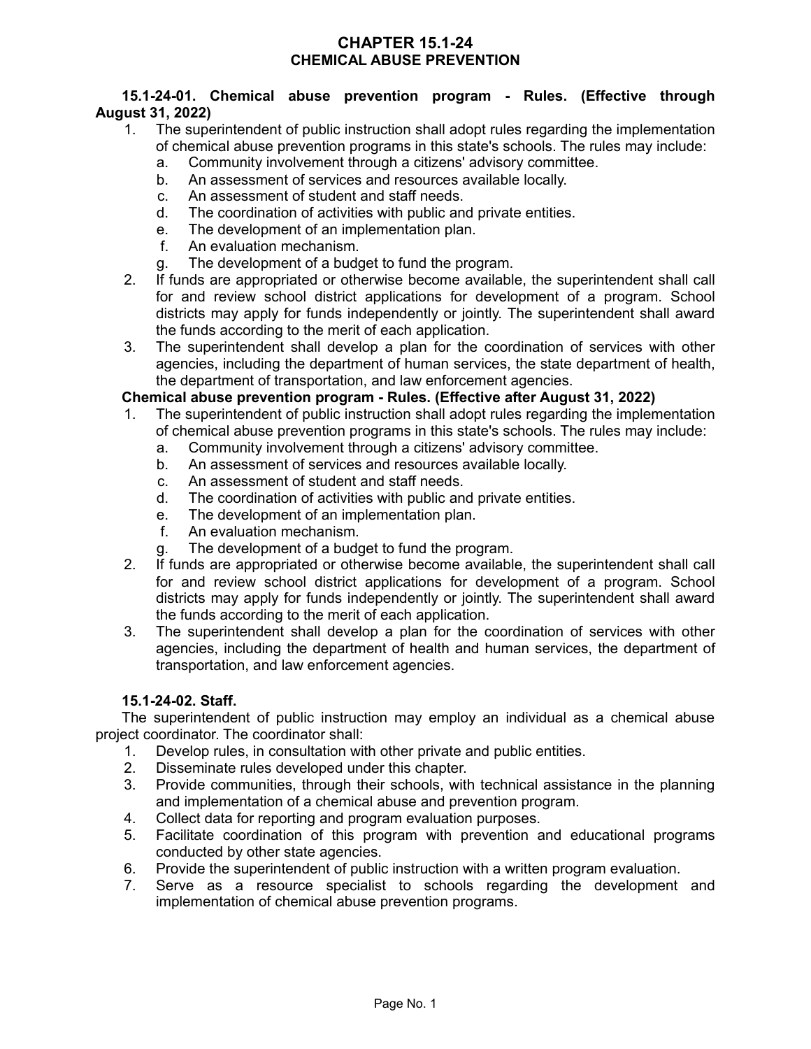# CHAPTER 15.1-24
# CHEMICAL ABUSE PREVENTION

**15.1-24-01. Chemical abuse prevention program - Rules. (Effective through August 31, 2022)**

1. The superintendent of public instruction shall adopt rules regarding the implementation of chemical abuse prevention programs in this state's schools. The rules may include:
   a. Community involvement through a citizens' advisory committee.
   b. An assessment of services and resources available locally.
   c. An assessment of student and staff needs.
   d. The coordination of activities with public and private entities.
   e. The development of an implementation plan.
   f. An evaluation mechanism.
   g. The development of a budget to fund the program.
2. If funds are appropriated or otherwise become available, the superintendent shall call for and review school district applications for development of a program. School districts may apply for funds independently or jointly. The superintendent shall award the funds according to the merit of each application.
3. The superintendent shall develop a plan for the coordination of services with other agencies, including the department of human services, the state department of health, the department of transportation, and law enforcement agencies.

**Chemical abuse prevention program - Rules. (Effective after August 31, 2022)**

1. The superintendent of public instruction shall adopt rules regarding the implementation of chemical abuse prevention programs in this state's schools. The rules may include:
   a. Community involvement through a citizens' advisory committee.
   b. An assessment of services and resources available locally.
   c. An assessment of student and staff needs.
   d. The coordination of activities with public and private entities.
   e. The development of an implementation plan.
   f. An evaluation mechanism.
   g. The development of a budget to fund the program.
2. If funds are appropriated or otherwise become available, the superintendent shall call for and review school district applications for development of a program. School districts may apply for funds independently or jointly. The superintendent shall award the funds according to the merit of each application.
3. The superintendent shall develop a plan for the coordination of services with other agencies, including the department of health and human services, the department of transportation, and law enforcement agencies.

**15.1-24-02. Staff.**

The superintendent of public instruction may employ an individual as a chemical abuse project coordinator. The coordinator shall:

1. Develop rules, in consultation with other private and public entities.
2. Disseminate rules developed under this chapter.
3. Provide communities, through their schools, with technical assistance in the planning and implementation of a chemical abuse and prevention program.
4. Collect data for reporting and program evaluation purposes.
5. Facilitate coordination of this program with prevention and educational programs conducted by other state agencies.
6. Provide the superintendent of public instruction with a written program evaluation.
7. Serve as a resource specialist to schools regarding the development and implementation of chemical abuse prevention programs.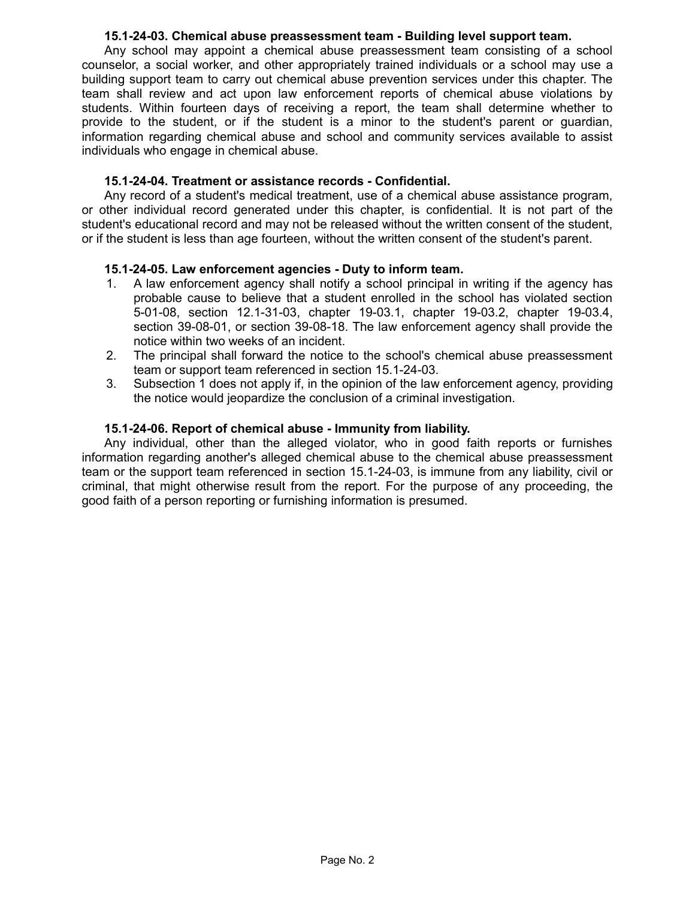**15.1-24-03. Chemical abuse preassessment team - Building level support team.**

Any school may appoint a chemical abuse preassessment team consisting of a school counselor, a social worker, and other appropriately trained individuals or a school may use a building support team to carry out chemical abuse prevention services under this chapter. The team shall review and act upon law enforcement reports of chemical abuse violations by students. Within fourteen days of receiving a report, the team shall determine whether to provide to the student, or if the student is a minor to the student's parent or guardian, information regarding chemical abuse and school and community services available to assist individuals who engage in chemical abuse.

**15.1-24-04. Treatment or assistance records - Confidential.**

Any record of a student's medical treatment, use of a chemical abuse assistance program, or other individual record generated under this chapter, is confidential. It is not part of the student's educational record and may not be released without the written consent of the student, or if the student is less than age fourteen, without the written consent of the student's parent.

**15.1-24-05. Law enforcement agencies - Duty to inform team.**

1. A law enforcement agency shall notify a school principal in writing if the agency has probable cause to believe that a student enrolled in the school has violated section 5-01-08, section 12.1-31-03, chapter 19-03.1, chapter 19-03.2, chapter 19-03.4, section 39-08-01, or section 39-08-18. The law enforcement agency shall provide the notice within two weeks of an incident.
2. The principal shall forward the notice to the school's chemical abuse preassessment team or support team referenced in section 15.1-24-03.
3. Subsection 1 does not apply if, in the opinion of the law enforcement agency, providing the notice would jeopardize the conclusion of a criminal investigation.

**15.1-24-06. Report of chemical abuse - Immunity from liability.**

Any individual, other than the alleged violator, who in good faith reports or furnishes information regarding another's alleged chemical abuse to the chemical abuse preassessment team or the support team referenced in section 15.1-24-03, is immune from any liability, civil or criminal, that might otherwise result from the report. For the purpose of any proceeding, the good faith of a person reporting or furnishing information is presumed.